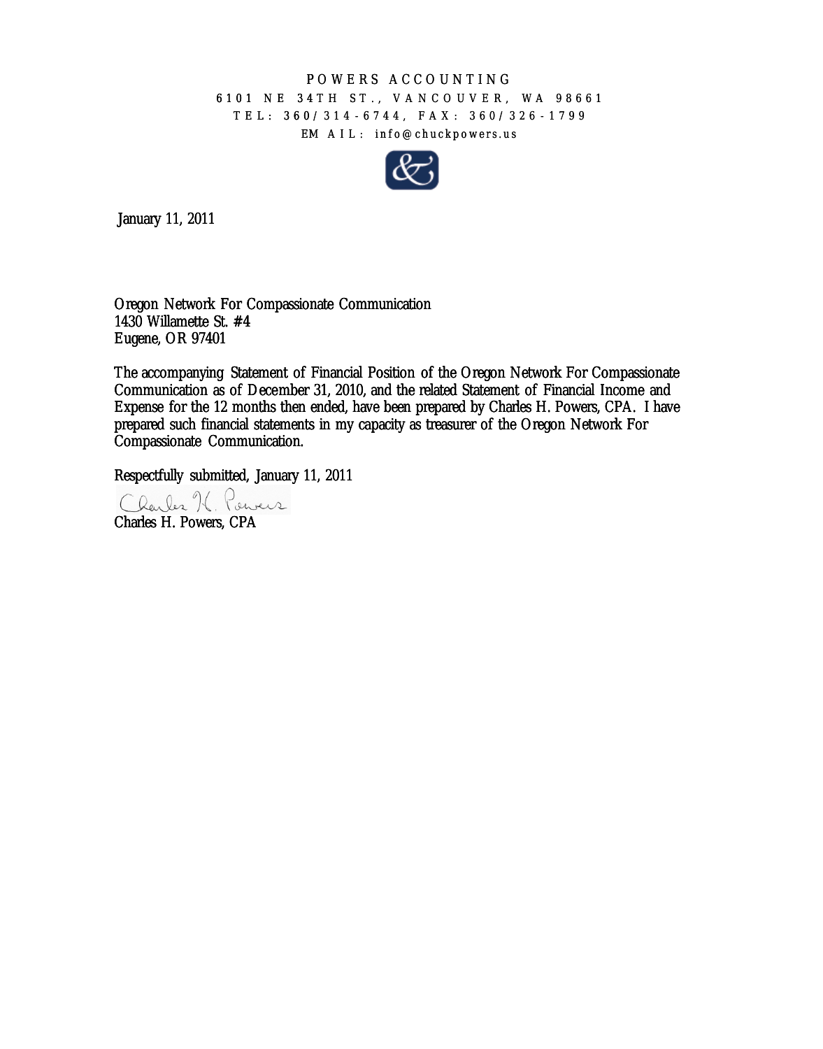POWERS ACCOUNTING

6101 NE 34TH ST., VANCOUVER, WA 98661

TEL: 360/314-6744, FAX: 360/326-1799

EMAIL: info@chuckpowers.us

January 11, 2011

Oregon Network For Compassionate Communication
1430 Willamette St. #4
Eugene, OR 97401

The accompanying Statement of Financial Position of the Oregon Network For Compassionate Communication as of December 31, 2010, and the related Statement of Financial Income and Expense for the 12 months then ended, have been prepared by Charles H. Powers, CPA. I have prepared such financial statements in my capacity as treasurer of the Oregon Network For Compassionate Communication.

Respectfully submitted, January 11, 2011

Charles H. Powers

Charles H. Powers, CPA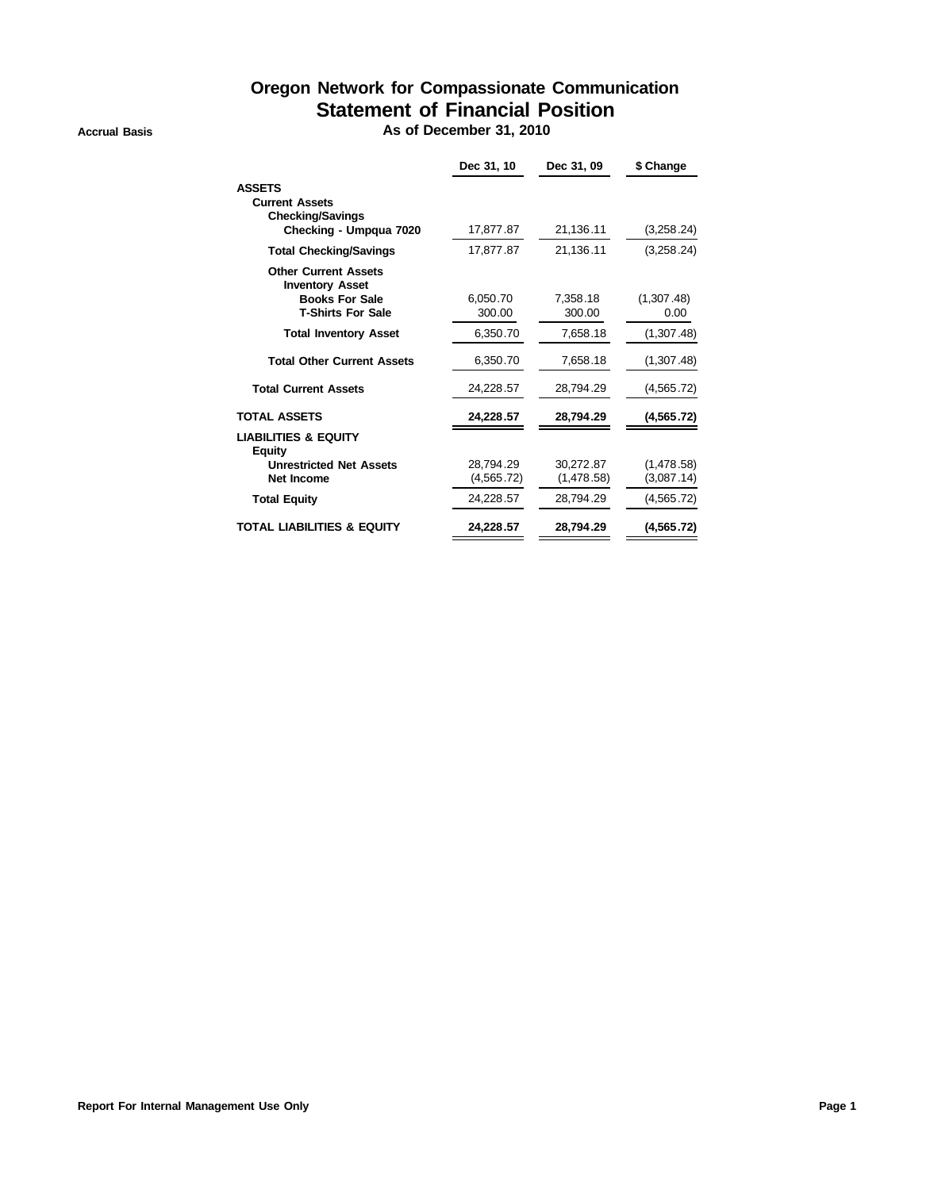# Oregon Network for Compassionate Communication

## Statement of Financial Position

**Accrual Basis** — **As of December 31, 2010**

| | Dec 31, 10 | Dec 31, 09 | $ Change |
|---|---|---|---|
| **ASSETS** | | | |
| **Current Assets** | | | |
| **Checking/Savings** | | | |
| **Checking - Umpqua 7020** | 17,877.87 | 21,136.11 | (3,258.24) |
| **Total Checking/Savings** | 17,877.87 | 21,136.11 | (3,258.24) |
| **Other Current Assets** | | | |
| **Inventory Asset** | | | |
| **Books For Sale** | 6,050.70 | 7,358.18 | (1,307.48) |
| **T-Shirts For Sale** | 300.00 | 300.00 | 0.00 |
| **Total Inventory Asset** | 6,350.70 | 7,658.18 | (1,307.48) |
| **Total Other Current Assets** | 6,350.70 | 7,658.18 | (1,307.48) |
| **Total Current Assets** | 24,228.57 | 28,794.29 | (4,565.72) |
| **TOTAL ASSETS** | **24,228.57** | **28,794.29** | **(4,565.72)** |
| **LIABILITIES & EQUITY** | | | |
| **Equity** | | | |
| **Unrestricted Net Assets** | 28,794.29 | 30,272.87 | (1,478.58) |
| **Net Income** | (4,565.72) | (1,478.58) | (3,087.14) |
| **Total Equity** | 24,228.57 | 28,794.29 | (4,565.72) |
| **TOTAL LIABILITIES & EQUITY** | **24,228.57** | **28,794.29** | **(4,565.72)** |

**Report For Internal Management Use Only**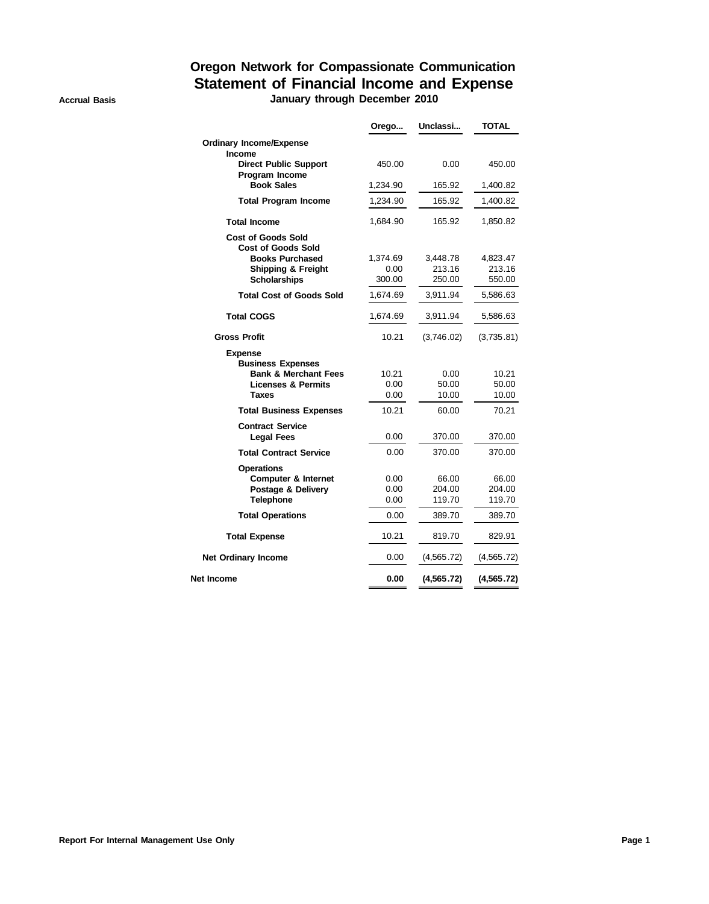# Oregon Network for Compassionate Communication
## Statement of Financial Income and Expense

**Accrual Basis** — **January through December 2010**

| | Orego... | Unclassi... | TOTAL |
|---|---|---|---|
| **Ordinary Income/Expense** | | | |
| **Income** | | | |
| **Direct Public Support** | 450.00 | 0.00 | 450.00 |
| **Program Income** | | | |
| **Book Sales** | 1,234.90 | 165.92 | 1,400.82 |
| **Total Program Income** | 1,234.90 | 165.92 | 1,400.82 |
| **Total Income** | 1,684.90 | 165.92 | 1,850.82 |
| **Cost of Goods Sold** | | | |
| **Cost of Goods Sold** | | | |
| **Books Purchased** | 1,374.69 | 3,448.78 | 4,823.47 |
| **Shipping & Freight** | 0.00 | 213.16 | 213.16 |
| **Scholarships** | 300.00 | 250.00 | 550.00 |
| **Total Cost of Goods Sold** | 1,674.69 | 3,911.94 | 5,586.63 |
| **Total COGS** | 1,674.69 | 3,911.94 | 5,586.63 |
| **Gross Profit** | 10.21 | (3,746.02) | (3,735.81) |
| **Expense** | | | |
| **Business Expenses** | | | |
| **Bank & Merchant Fees** | 10.21 | 0.00 | 10.21 |
| **Licenses & Permits** | 0.00 | 50.00 | 50.00 |
| **Taxes** | 0.00 | 10.00 | 10.00 |
| **Total Business Expenses** | 10.21 | 60.00 | 70.21 |
| **Contract Service** | | | |
| **Legal Fees** | 0.00 | 370.00 | 370.00 |
| **Total Contract Service** | 0.00 | 370.00 | 370.00 |
| **Operations** | | | |
| **Computer & Internet** | 0.00 | 66.00 | 66.00 |
| **Postage & Delivery** | 0.00 | 204.00 | 204.00 |
| **Telephone** | 0.00 | 119.70 | 119.70 |
| **Total Operations** | 0.00 | 389.70 | 389.70 |
| **Total Expense** | 10.21 | 819.70 | 829.91 |
| **Net Ordinary Income** | 0.00 | (4,565.72) | (4,565.72) |
| **Net Income** | **0.00** | **(4,565.72)** | **(4,565.72)** |

**Report For Internal Management Use Only**